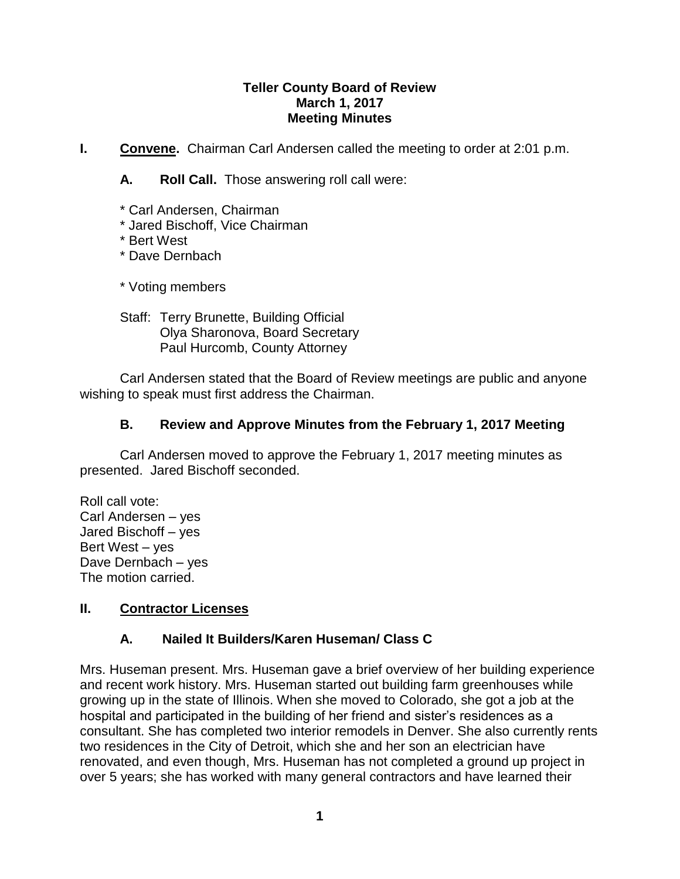**Teller County Board of Review**
**March 1, 2017**
**Meeting Minutes**

**I. Convene.** Chairman Carl Andersen called the meeting to order at 2:01 p.m.

**A. Roll Call.** Those answering roll call were:

* Carl Andersen, Chairman
* Jared Bischoff, Vice Chairman
* Bert West
* Dave Dernbach

* Voting members

Staff: Terry Brunette, Building Official
Olya Sharonova, Board Secretary
Paul Hurcomb, County Attorney

Carl Andersen stated that the Board of Review meetings are public and anyone wishing to speak must first address the Chairman.

**B. Review and Approve Minutes from the February 1, 2017 Meeting**

Carl Andersen moved to approve the February 1, 2017 meeting minutes as presented. Jared Bischoff seconded.

Roll call vote:
Carl Andersen – yes
Jared Bischoff – yes
Bert West – yes
Dave Dernbach – yes
The motion carried.

**II. Contractor Licenses**

**A. Nailed It Builders/Karen Huseman/ Class C**

Mrs. Huseman present. Mrs. Huseman gave a brief overview of her building experience and recent work history. Mrs. Huseman started out building farm greenhouses while growing up in the state of Illinois. When she moved to Colorado, she got a job at the hospital and participated in the building of her friend and sister's residences as a consultant. She has completed two interior remodels in Denver. She also currently rents two residences in the City of Detroit, which she and her son an electrician have renovated, and even though, Mrs. Huseman has not completed a ground up project in over 5 years; she has worked with many general contractors and have learned their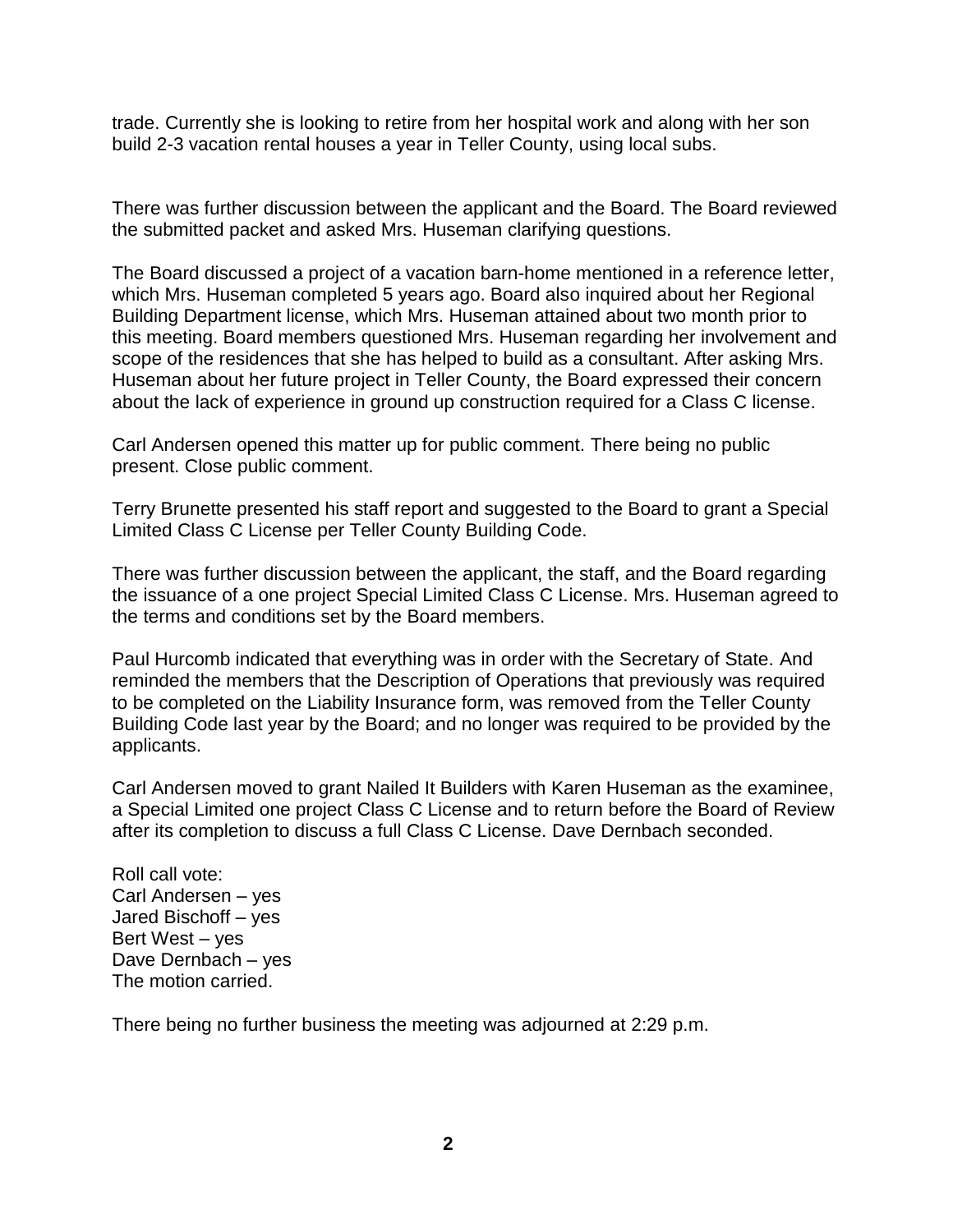trade. Currently she is looking to retire from her hospital work and along with her son build 2-3 vacation rental houses a year in Teller County, using local subs.

There was further discussion between the applicant and the Board. The Board reviewed the submitted packet and asked Mrs. Huseman clarifying questions.

The Board discussed a project of a vacation barn-home mentioned in a reference letter, which Mrs. Huseman completed 5 years ago. Board also inquired about her Regional Building Department license, which Mrs. Huseman attained about two month prior to this meeting. Board members questioned Mrs. Huseman regarding her involvement and scope of the residences that she has helped to build as a consultant. After asking Mrs. Huseman about her future project in Teller County, the Board expressed their concern about the lack of experience in ground up construction required for a Class C license.

Carl Andersen opened this matter up for public comment. There being no public present. Close public comment.

Terry Brunette presented his staff report and suggested to the Board to grant a Special Limited Class C License per Teller County Building Code.

There was further discussion between the applicant, the staff, and the Board regarding the issuance of a one project Special Limited Class C License. Mrs. Huseman agreed to the terms and conditions set by the Board members.

Paul Hurcomb indicated that everything was in order with the Secretary of State. And reminded the members that the Description of Operations that previously was required to be completed on the Liability Insurance form, was removed from the Teller County Building Code last year by the Board; and no longer was required to be provided by the applicants.

Carl Andersen moved to grant Nailed It Builders with Karen Huseman as the examinee, a Special Limited one project Class C License and to return before the Board of Review after its completion to discuss a full Class C License. Dave Dernbach seconded.

Roll call vote:
Carl Andersen – yes
Jared Bischoff – yes
Bert West – yes
Dave Dernbach – yes
The motion carried.

There being no further business the meeting was adjourned at 2:29 p.m.